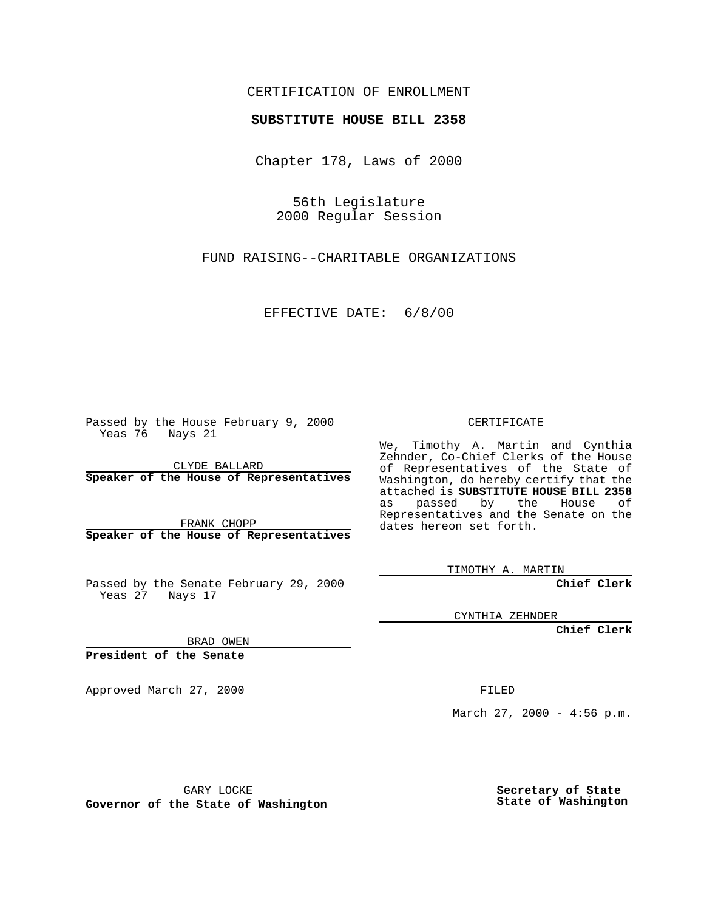CERTIFICATION OF ENROLLMENT

**SUBSTITUTE HOUSE BILL 2358**

Chapter 178, Laws of 2000

56th Legislature
2000 Regular Session

FUND RAISING--CHARITABLE ORGANIZATIONS

EFFECTIVE DATE: 6/8/00

Passed by the House February 9, 2000
Yeas 76 Nays 21

CLYDE BALLARD
**Speaker of the House of Representatives**

FRANK CHOPP
**Speaker of the House of Representatives**

Passed by the Senate February 29, 2000
Yeas 27 Nays 17

BRAD OWEN
**President of the Senate**

Approved March 27, 2000

GARY LOCKE
**Governor of the State of Washington**

CERTIFICATE

We, Timothy A. Martin and Cynthia Zehnder, Co-Chief Clerks of the House of Representatives of the State of Washington, do hereby certify that the attached is **SUBSTITUTE HOUSE BILL 2358** as passed by the House of Representatives and the Senate on the dates hereon set forth.

TIMOTHY A. MARTIN
**Chief Clerk**

CYNTHIA ZEHNDER
**Chief Clerk**

FILED

March 27, 2000 - 4:56 p.m.

**Secretary of State**
**State of Washington**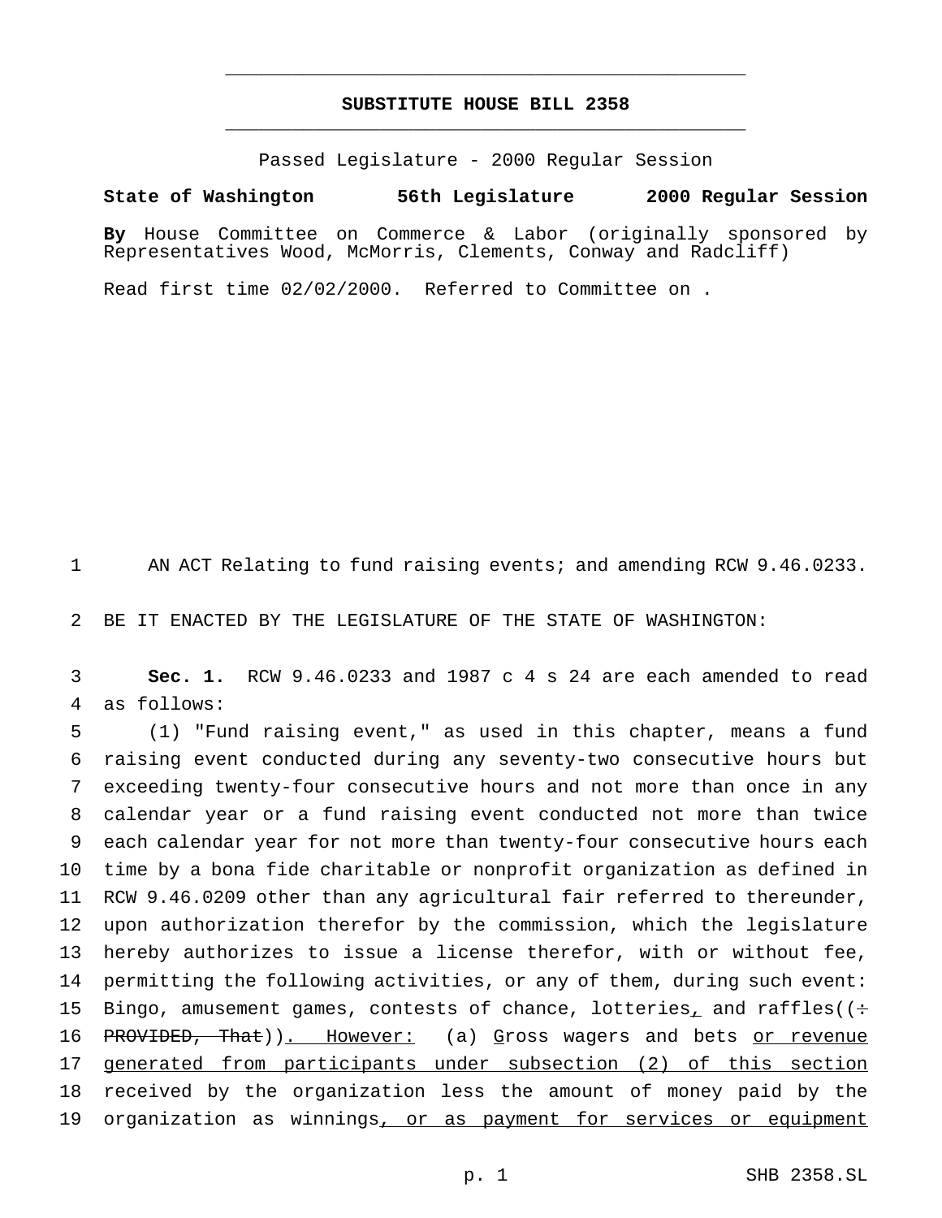**SUBSTITUTE HOUSE BILL 2358**

Passed Legislature - 2000 Regular Session

**State of Washington 56th Legislature 2000 Regular Session**

**By** House Committee on Commerce & Labor (originally sponsored by Representatives Wood, McMorris, Clements, Conway and Radcliff)

Read first time 02/02/2000. Referred to Committee on .

1 AN ACT Relating to fund raising events; and amending RCW 9.46.0233.

2 BE IT ENACTED BY THE LEGISLATURE OF THE STATE OF WASHINGTON:

3 **Sec. 1.** RCW 9.46.0233 and 1987 c 4 s 24 are each amended to read
4 as follows:

5 (1) "Fund raising event," as used in this chapter, means a fund
6 raising event conducted during any seventy-two consecutive hours but
7 exceeding twenty-four consecutive hours and not more than once in any
8 calendar year or a fund raising event conducted not more than twice
9 each calendar year for not more than twenty-four consecutive hours each
10 time by a bona fide charitable or nonprofit organization as defined in
11 RCW 9.46.0209 other than any agricultural fair referred to thereunder,
12 upon authorization therefor by the commission, which the legislature
13 hereby authorizes to issue a license therefor, with or without fee,
14 permitting the following activities, or any of them, during such event:
15 Bingo, amusement games, contests of chance, lotteries, and raffles((:
16 ~~PROVIDED, That~~)). However: (a) Gross wagers and bets or revenue
17 generated from participants under subsection (2) of this section
18 received by the organization less the amount of money paid by the
19 organization as winnings, or as payment for services or equipment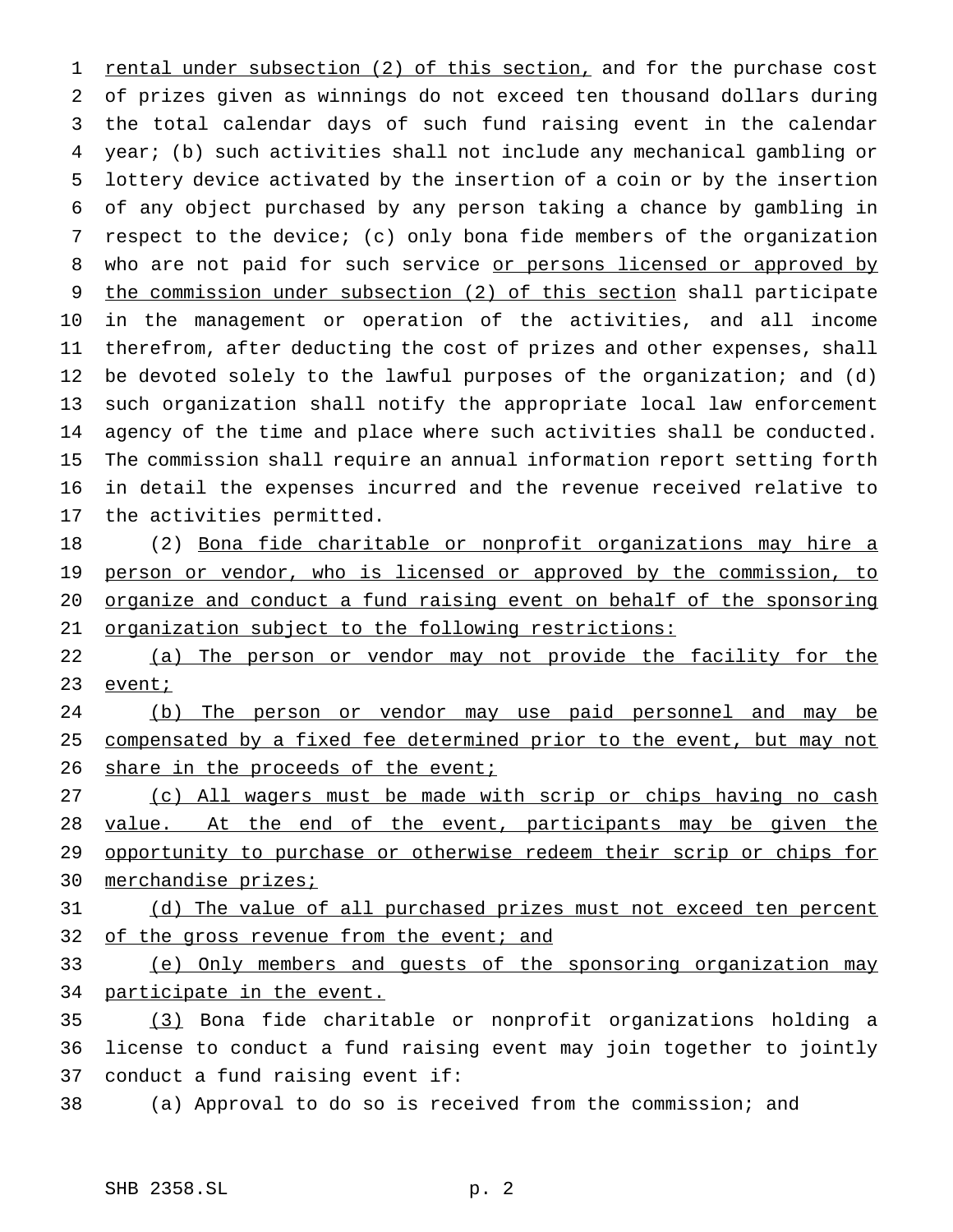rental under subsection (2) of this section, and for the purchase cost of prizes given as winnings do not exceed ten thousand dollars during the total calendar days of such fund raising event in the calendar year; (b) such activities shall not include any mechanical gambling or lottery device activated by the insertion of a coin or by the insertion of any object purchased by any person taking a chance by gambling in respect to the device; (c) only bona fide members of the organization who are not paid for such service or persons licensed or approved by the commission under subsection (2) of this section shall participate in the management or operation of the activities, and all income therefrom, after deducting the cost of prizes and other expenses, shall be devoted solely to the lawful purposes of the organization; and (d) such organization shall notify the appropriate local law enforcement agency of the time and place where such activities shall be conducted. The commission shall require an annual information report setting forth in detail the expenses incurred and the revenue received relative to the activities permitted.

(2) Bona fide charitable or nonprofit organizations may hire a person or vendor, who is licensed or approved by the commission, to organize and conduct a fund raising event on behalf of the sponsoring organization subject to the following restrictions:

(a) The person or vendor may not provide the facility for the event;

(b) The person or vendor may use paid personnel and may be compensated by a fixed fee determined prior to the event, but may not share in the proceeds of the event;

(c) All wagers must be made with scrip or chips having no cash value. At the end of the event, participants may be given the opportunity to purchase or otherwise redeem their scrip or chips for merchandise prizes;

(d) The value of all purchased prizes must not exceed ten percent of the gross revenue from the event; and

(e) Only members and guests of the sponsoring organization may participate in the event.

(3) Bona fide charitable or nonprofit organizations holding a license to conduct a fund raising event may join together to jointly conduct a fund raising event if:

(a) Approval to do so is received from the commission; and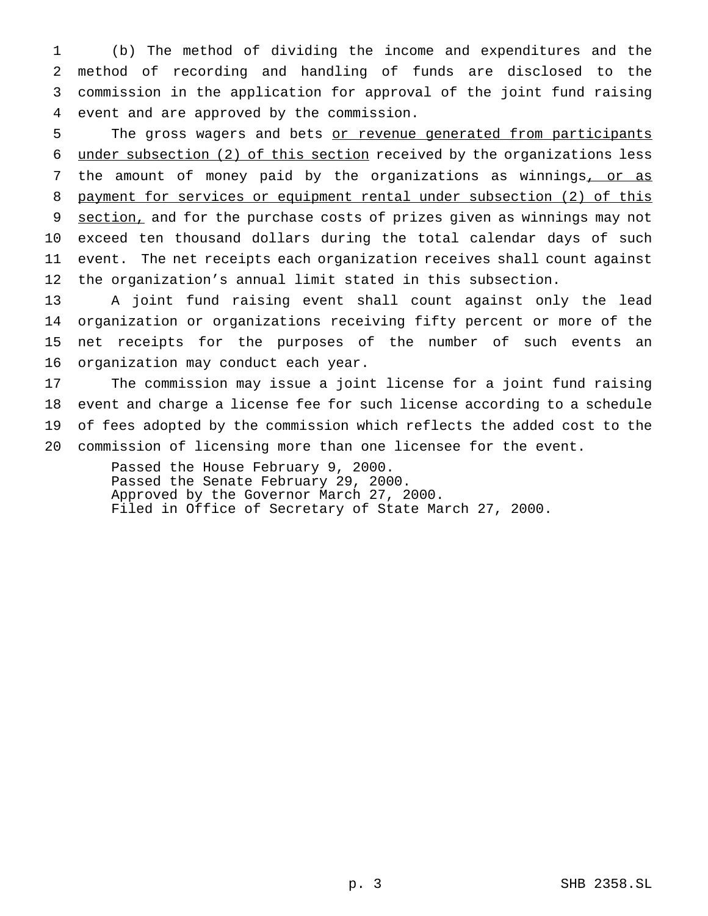(b) The method of dividing the income and expenditures and the method of recording and handling of funds are disclosed to the commission in the application for approval of the joint fund raising event and are approved by the commission.

The gross wagers and bets <u>or revenue generated from participants under subsection (2) of this section</u> received by the organizations less the amount of money paid by the organizations as winnings<u>, or as payment for services or equipment rental under subsection (2) of this section,</u> and for the purchase costs of prizes given as winnings may not exceed ten thousand dollars during the total calendar days of such event. The net receipts each organization receives shall count against the organization's annual limit stated in this subsection.

A joint fund raising event shall count against only the lead organization or organizations receiving fifty percent or more of the net receipts for the purposes of the number of such events an organization may conduct each year.

The commission may issue a joint license for a joint fund raising event and charge a license fee for such license according to a schedule of fees adopted by the commission which reflects the added cost to the commission of licensing more than one licensee for the event.

Passed the House February 9, 2000.
Passed the Senate February 29, 2000.
Approved by the Governor March 27, 2000.
Filed in Office of Secretary of State March 27, 2000.